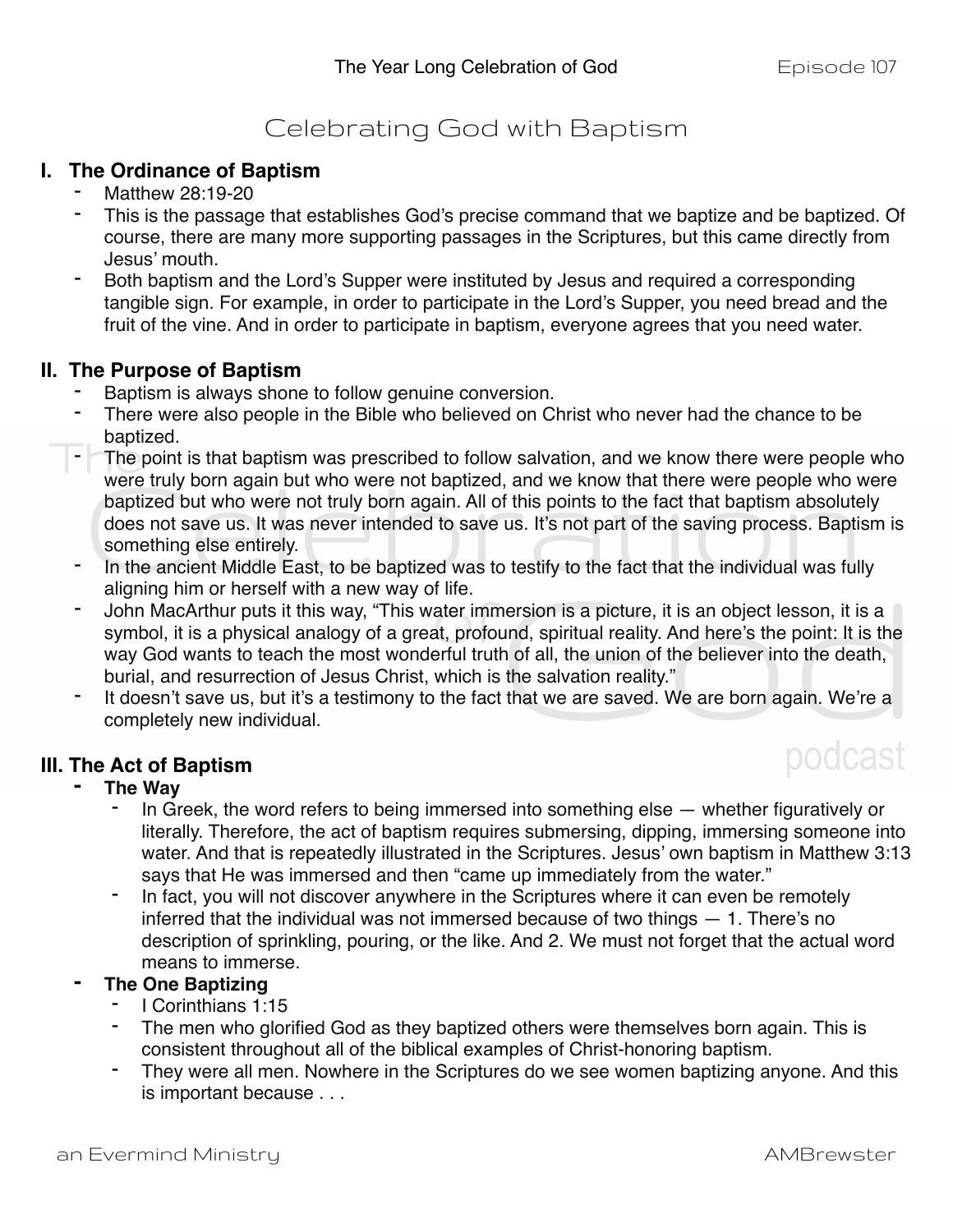# Celebrating God with Baptism

## I. The Ordinance of Baptism

- Matthew 28:19-20
- This is the passage that establishes God's precise command that we baptize and be baptized. Of course, there are many more supporting passages in the Scriptures, but this came directly from Jesus' mouth.
- Both baptism and the Lord's Supper were instituted by Jesus and required a corresponding tangible sign. For example, in order to participate in the Lord's Supper, you need bread and the fruit of the vine. And in order to participate in baptism, everyone agrees that you need water.

## II. The Purpose of Baptism

- Baptism is always shone to follow genuine conversion.
- There were also people in the Bible who believed on Christ who never had the chance to be baptized.
- The point is that baptism was prescribed to follow salvation, and we know there were people who were truly born again but who were not baptized, and we know that there were people who were baptized but who were not truly born again. All of this points to the fact that baptism absolutely does not save us. It was never intended to save us. It's not part of the saving process. Baptism is something else entirely.
- In the ancient Middle East, to be baptized was to testify to the fact that the individual was fully aligning him or herself with a new way of life.
- John MacArthur puts it this way, "This water immersion is a picture, it is an object lesson, it is a symbol, it is a physical analogy of a great, profound, spiritual reality. And here's the point: It is the way God wants to teach the most wonderful truth of all, the union of the believer into the death, burial, and resurrection of Jesus Christ, which is the salvation reality."
- It doesn't save us, but it's a testimony to the fact that we are saved. We are born again. We're a completely new individual.

## III. The Act of Baptism

- **The Way**
  - In Greek, the word refers to being immersed into something else — whether figuratively or literally. Therefore, the act of baptism requires submersing, dipping, immersing someone into water. And that is repeatedly illustrated in the Scriptures. Jesus' own baptism in Matthew 3:13 says that He was immersed and then "came up immediately from the water."
  - In fact, you will not discover anywhere in the Scriptures where it can even be remotely inferred that the individual was not immersed because of two things — 1. There's no description of sprinkling, pouring, or the like. And 2. We must not forget that the actual word means to immerse.
- **The One Baptizing**
  - I Corinthians 1:15
  - The men who glorified God as they baptized others were themselves born again. This is consistent throughout all of the biblical examples of Christ-honoring baptism.
  - They were all men. Nowhere in the Scriptures do we see women baptizing anyone. And this is important because . . .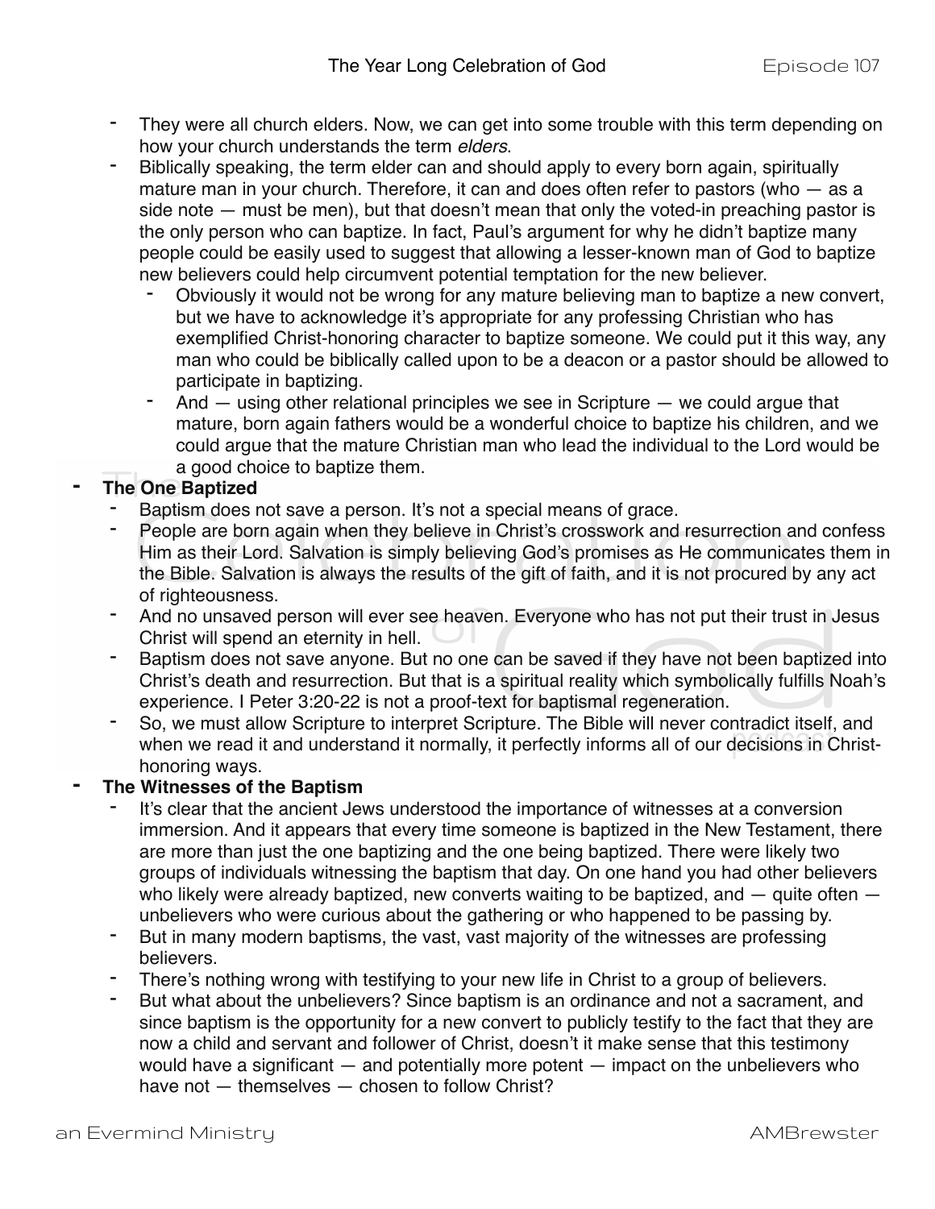- They were all church elders. Now, we can get into some trouble with this term depending on how your church understands the term *elders*.
- Biblically speaking, the term elder can and should apply to every born again, spiritually mature man in your church. Therefore, it can and does often refer to pastors (who — as a side note — must be men), but that doesn't mean that only the voted-in preaching pastor is the only person who can baptize. In fact, Paul's argument for why he didn't baptize many people could be easily used to suggest that allowing a lesser-known man of God to baptize new believers could help circumvent potential temptation for the new believer.
  - Obviously it would not be wrong for any mature believing man to baptize a new convert, but we have to acknowledge it's appropriate for any professing Christian who has exemplified Christ-honoring character to baptize someone. We could put it this way, any man who could be biblically called upon to be a deacon or a pastor should be allowed to participate in baptizing.
  - And — using other relational principles we see in Scripture — we could argue that mature, born again fathers would be a wonderful choice to baptize his children, and we could argue that the mature Christian man who lead the individual to the Lord would be a good choice to baptize them.

- **The One Baptized**
  - Baptism does not save a person. It's not a special means of grace.
  - People are born again when they believe in Christ's crosswork and resurrection and confess Him as their Lord. Salvation is simply believing God's promises as He communicates them in the Bible. Salvation is always the results of the gift of faith, and it is not procured by any act of righteousness.
  - And no unsaved person will ever see heaven. Everyone who has not put their trust in Jesus Christ will spend an eternity in hell.
  - Baptism does not save anyone. But no one can be saved if they have not been baptized into Christ's death and resurrection. But that is a spiritual reality which symbolically fulfills Noah's experience. I Peter 3:20-22 is not a proof-text for baptismal regeneration.
  - So, we must allow Scripture to interpret Scripture. The Bible will never contradict itself, and when we read it and understand it normally, it perfectly informs all of our decisions in Christ-honoring ways.

- **The Witnesses of the Baptism**
  - It's clear that the ancient Jews understood the importance of witnesses at a conversion immersion. And it appears that every time someone is baptized in the New Testament, there are more than just the one baptizing and the one being baptized. There were likely two groups of individuals witnessing the baptism that day. On one hand you had other believers who likely were already baptized, new converts waiting to be baptized, and — quite often — unbelievers who were curious about the gathering or who happened to be passing by.
  - But in many modern baptisms, the vast, vast majority of the witnesses are professing believers.
  - There's nothing wrong with testifying to your new life in Christ to a group of believers.
  - But what about the unbelievers? Since baptism is an ordinance and not a sacrament, and since baptism is the opportunity for a new convert to publicly testify to the fact that they are now a child and servant and follower of Christ, doesn't it make sense that this testimony would have a significant — and potentially more potent — impact on the unbelievers who have not — themselves — chosen to follow Christ?